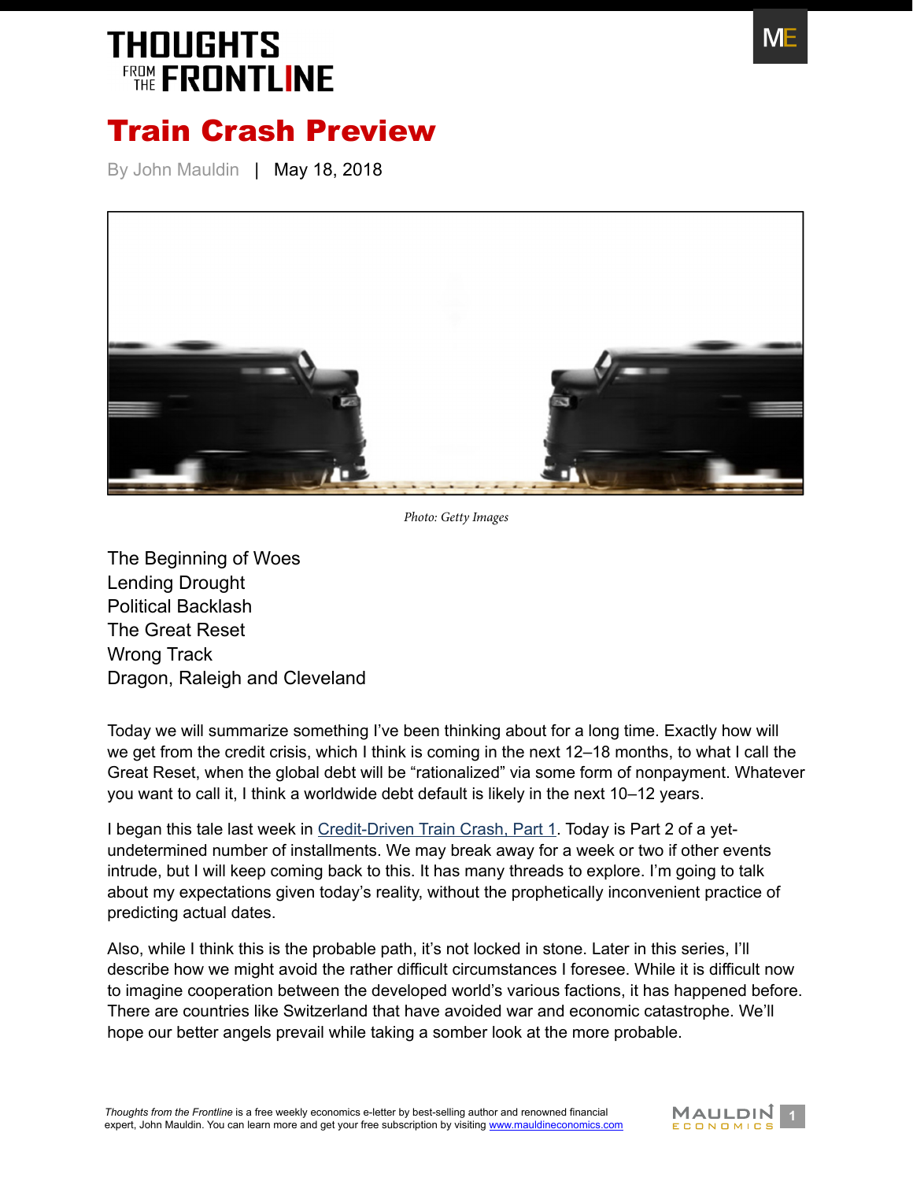# THOUGHTS FROM THE FRONTLINE

# Train Crash Preview

By John Mauldin | May 18, 2018

Photo: Getty Images

The Beginning of Woes
Lending Drought
Political Backlash
The Great Reset
Wrong Track
Dragon, Raleigh and Cleveland

Today we will summarize something I've been thinking about for a long time. Exactly how will we get from the credit crisis, which I think is coming in the next 12–18 months, to what I call the Great Reset, when the global debt will be "rationalized" via some form of nonpayment. Whatever you want to call it, I think a worldwide debt default is likely in the next 10–12 years.

I began this tale last week in [Credit-Driven Train Crash, Part 1](). Today is Part 2 of a yet-undetermined number of installments. We may break away for a week or two if other events intrude, but I will keep coming back to this. It has many threads to explore. I'm going to talk about my expectations given today's reality, without the prophetically inconvenient practice of predicting actual dates.

Also, while I think this is the probable path, it's not locked in stone. Later in this series, I'll describe how we might avoid the rather difficult circumstances I foresee. While it is difficult now to imagine cooperation between the developed world's various factions, it has happened before. There are countries like Switzerland that have avoided war and economic catastrophe. We'll hope our better angels prevail while taking a somber look at the more probable.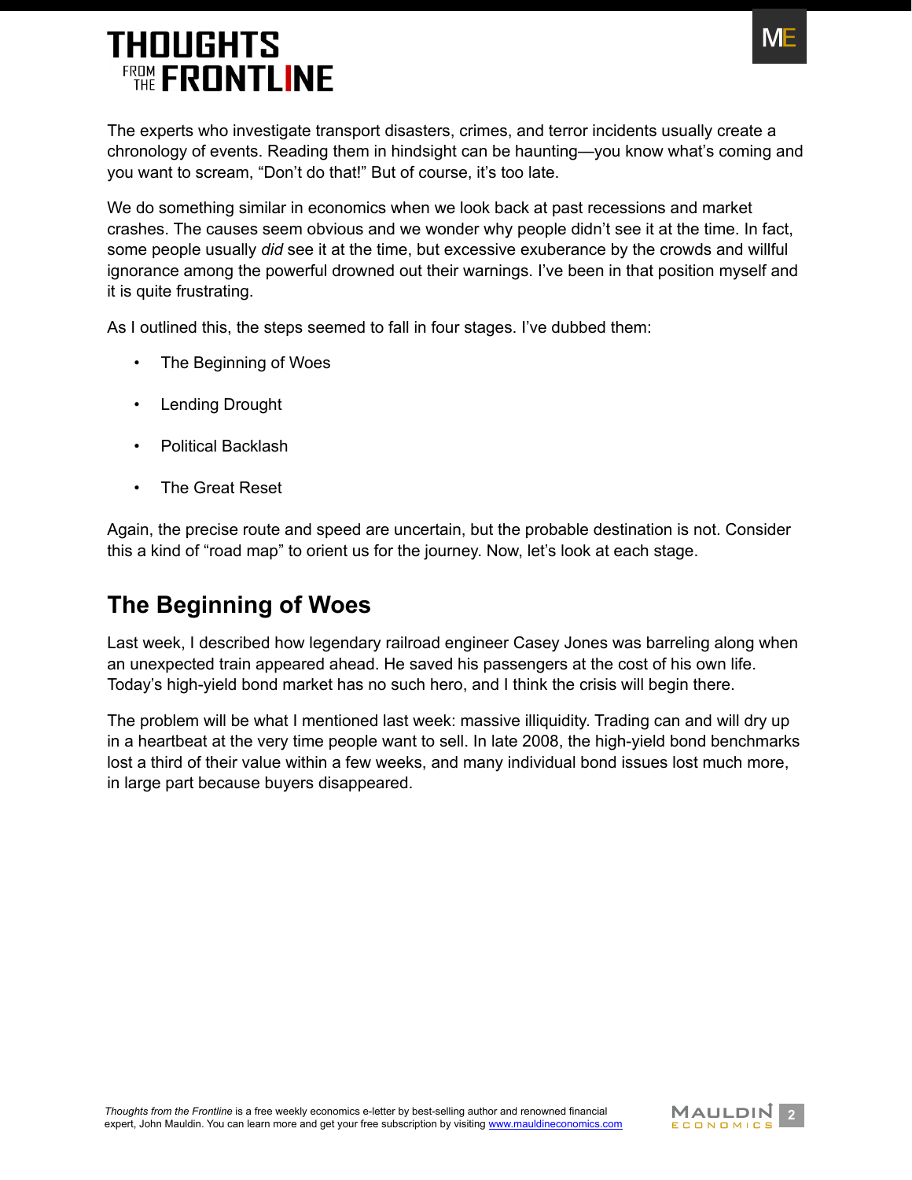The experts who investigate transport disasters, crimes, and terror incidents usually create a chronology of events. Reading them in hindsight can be haunting—you know what's coming and you want to scream, "Don't do that!" But of course, it's too late.

We do something similar in economics when we look back at past recessions and market crashes. The causes seem obvious and we wonder why people didn't see it at the time. In fact, some people usually *did* see it at the time, but excessive exuberance by the crowds and willful ignorance among the powerful drowned out their warnings. I've been in that position myself and it is quite frustrating.

As I outlined this, the steps seemed to fall in four stages. I've dubbed them:

- The Beginning of Woes
- Lending Drought
- Political Backlash
- The Great Reset

Again, the precise route and speed are uncertain, but the probable destination is not. Consider this a kind of "road map" to orient us for the journey. Now, let's look at each stage.

## The Beginning of Woes

Last week, I described how legendary railroad engineer Casey Jones was barreling along when an unexpected train appeared ahead. He saved his passengers at the cost of his own life. Today's high-yield bond market has no such hero, and I think the crisis will begin there.

The problem will be what I mentioned last week: massive illiquidity. Trading can and will dry up in a heartbeat at the very time people want to sell. In late 2008, the high-yield bond benchmarks lost a third of their value within a few weeks, and many individual bond issues lost much more, in large part because buyers disappeared.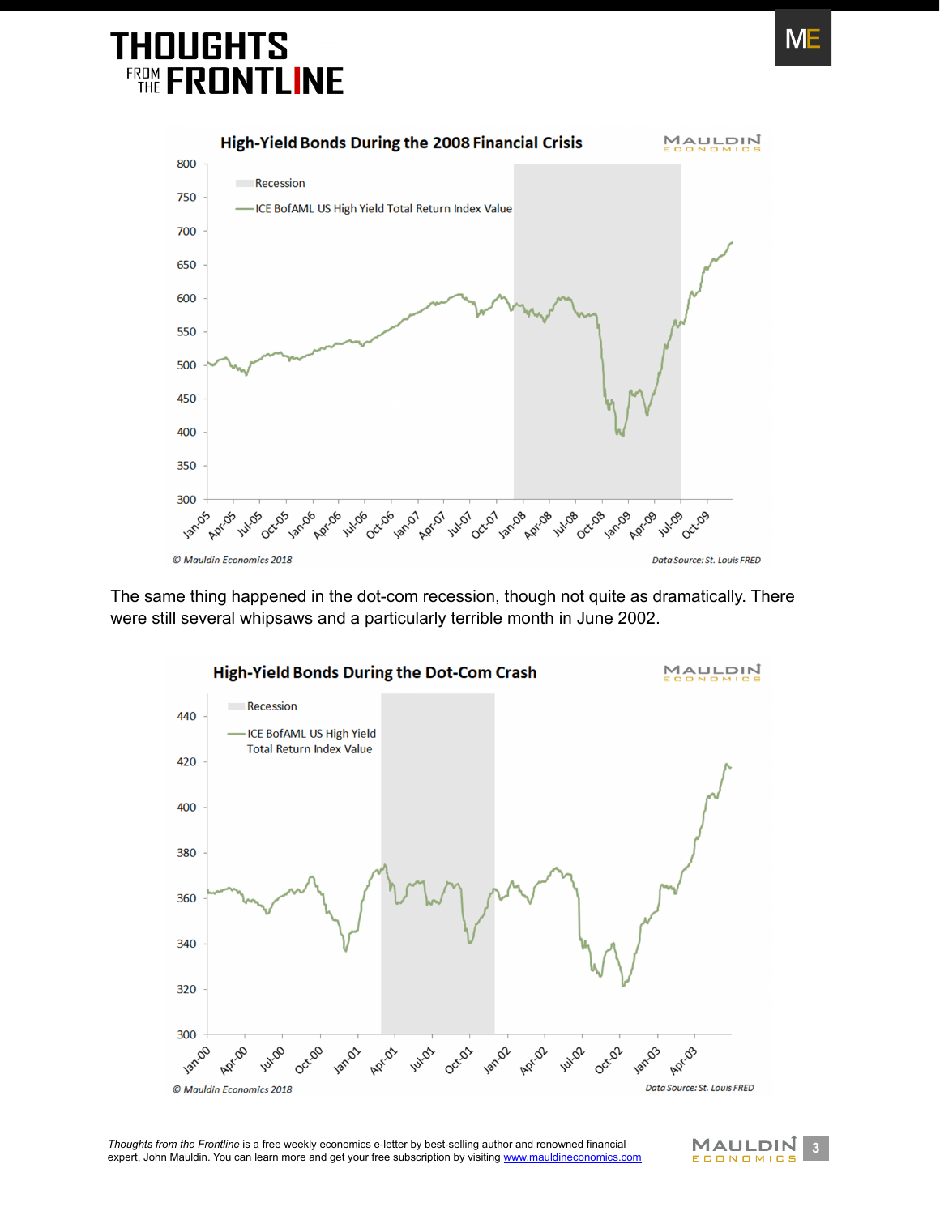The same thing happened in the dot-com recession, though not quite as dramatically. There were still several whipsaws and a particularly terrible month in June 2002.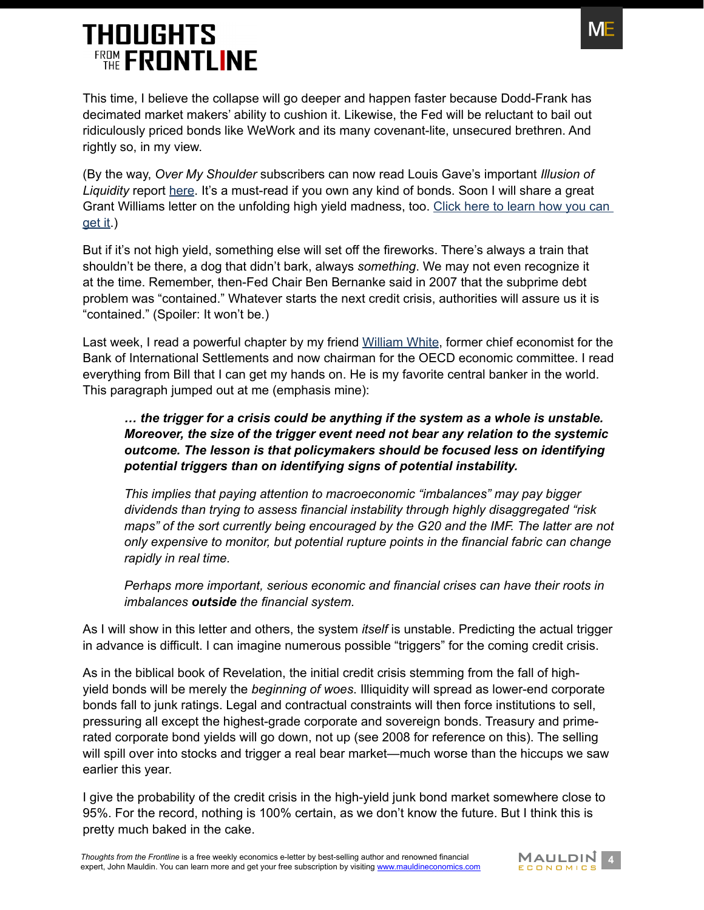This time, I believe the collapse will go deeper and happen faster because Dodd-Frank has decimated market makers' ability to cushion it. Likewise, the Fed will be reluctant to bail out ridiculously priced bonds like WeWork and its many covenant-lite, unsecured brethren. And rightly so, in my view.

(By the way, *Over My Shoulder* subscribers can now read Louis Gave's important *Illusion of Liquidity* report here. It's a must-read if you own any kind of bonds. Soon I will share a great Grant Williams letter on the unfolding high yield madness, too. Click here to learn how you can get it.)

But if it's not high yield, something else will set off the fireworks. There's always a train that shouldn't be there, a dog that didn't bark, always *something*. We may not even recognize it at the time. Remember, then-Fed Chair Ben Bernanke said in 2007 that the subprime debt problem was "contained." Whatever starts the next credit crisis, authorities will assure us it is "contained." (Spoiler: It won't be.)

Last week, I read a powerful chapter by my friend William White, former chief economist for the Bank of International Settlements and now chairman for the OECD economic committee. I read everything from Bill that I can get my hands on. He is my favorite central banker in the world. This paragraph jumped out at me (emphasis mine):

> ***… the trigger for a crisis could be anything if the system as a whole is unstable. Moreover, the size of the trigger event need not bear any relation to the systemic outcome. The lesson is that policymakers should be focused less on identifying potential triggers than on identifying signs of potential instability.***
>
> *This implies that paying attention to macroeconomic "imbalances" may pay bigger dividends than trying to assess financial instability through highly disaggregated "risk maps" of the sort currently being encouraged by the G20 and the IMF. The latter are not only expensive to monitor, but potential rupture points in the financial fabric can change rapidly in real time.*
>
> *Perhaps more important, serious economic and financial crises can have their roots in imbalances* ***outside*** *the financial system.*

As I will show in this letter and others, the system *itself* is unstable. Predicting the actual trigger in advance is difficult. I can imagine numerous possible "triggers" for the coming credit crisis.

As in the biblical book of Revelation, the initial credit crisis stemming from the fall of high-yield bonds will be merely the *beginning of woes*. Illiquidity will spread as lower-end corporate bonds fall to junk ratings. Legal and contractual constraints will then force institutions to sell, pressuring all except the highest-grade corporate and sovereign bonds. Treasury and prime-rated corporate bond yields will go down, not up (see 2008 for reference on this). The selling will spill over into stocks and trigger a real bear market—much worse than the hiccups we saw earlier this year.

I give the probability of the credit crisis in the high-yield junk bond market somewhere close to 95%. For the record, nothing is 100% certain, as we don't know the future. But I think this is pretty much baked in the cake.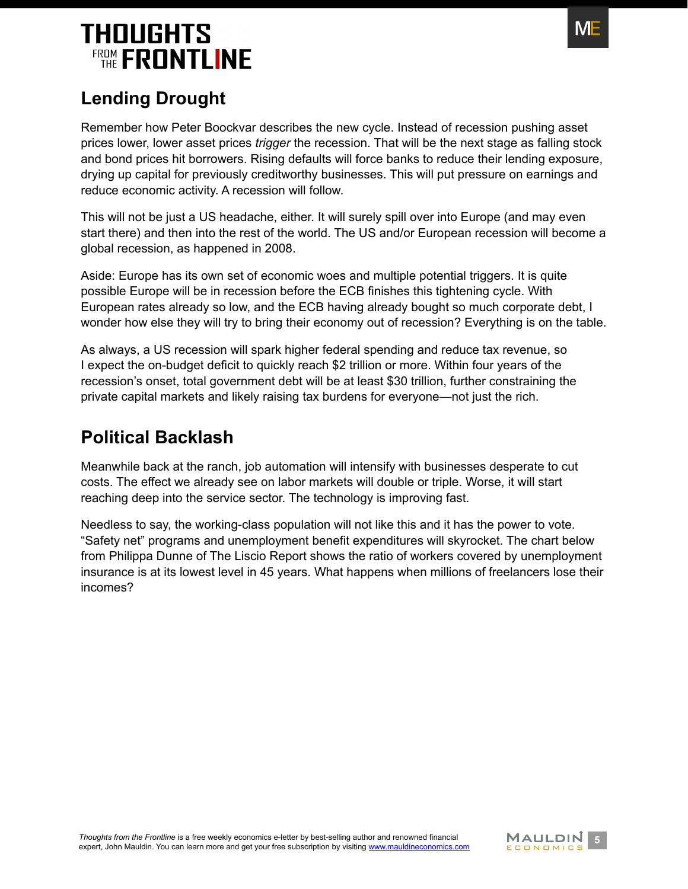## Lending Drought

Remember how Peter Boockvar describes the new cycle. Instead of recession pushing asset prices lower, lower asset prices *trigger* the recession. That will be the next stage as falling stock and bond prices hit borrowers. Rising defaults will force banks to reduce their lending exposure, drying up capital for previously creditworthy businesses. This will put pressure on earnings and reduce economic activity. A recession will follow.

This will not be just a US headache, either. It will surely spill over into Europe (and may even start there) and then into the rest of the world. The US and/or European recession will become a global recession, as happened in 2008.

Aside: Europe has its own set of economic woes and multiple potential triggers. It is quite possible Europe will be in recession before the ECB finishes this tightening cycle. With European rates already so low, and the ECB having already bought so much corporate debt, I wonder how else they will try to bring their economy out of recession? Everything is on the table.

As always, a US recession will spark higher federal spending and reduce tax revenue, so I expect the on-budget deficit to quickly reach $2 trillion or more. Within four years of the recession's onset, total government debt will be at least $30 trillion, further constraining the private capital markets and likely raising tax burdens for everyone—not just the rich.

## Political Backlash

Meanwhile back at the ranch, job automation will intensify with businesses desperate to cut costs. The effect we already see on labor markets will double or triple. Worse, it will start reaching deep into the service sector. The technology is improving fast.

Needless to say, the working-class population will not like this and it has the power to vote. "Safety net" programs and unemployment benefit expenditures will skyrocket. The chart below from Philippa Dunne of The Liscio Report shows the ratio of workers covered by unemployment insurance is at its lowest level in 45 years. What happens when millions of freelancers lose their incomes?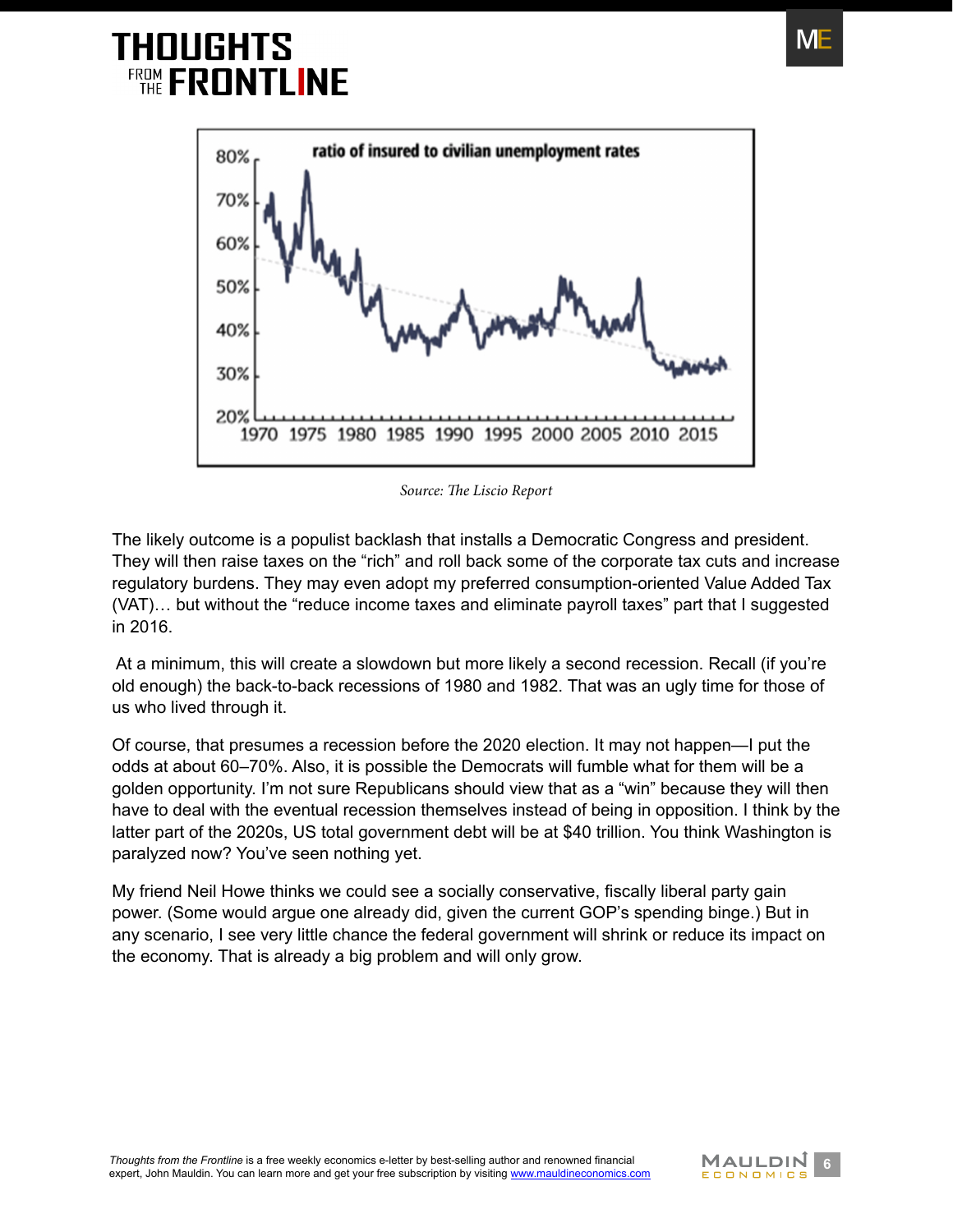Source: *The Liscio Report*

The likely outcome is a populist backlash that installs a Democratic Congress and president. They will then raise taxes on the "rich" and roll back some of the corporate tax cuts and increase regulatory burdens. They may even adopt my preferred consumption-oriented Value Added Tax (VAT)… but without the "reduce income taxes and eliminate payroll taxes" part that I suggested in 2016.

At a minimum, this will create a slowdown but more likely a second recession. Recall (if you're old enough) the back-to-back recessions of 1980 and 1982. That was an ugly time for those of us who lived through it.

Of course, that presumes a recession before the 2020 election. It may not happen—I put the odds at about 60–70%. Also, it is possible the Democrats will fumble what for them will be a golden opportunity. I'm not sure Republicans should view that as a "win" because they will then have to deal with the eventual recession themselves instead of being in opposition. I think by the latter part of the 2020s, US total government debt will be at $40 trillion. You think Washington is paralyzed now? You've seen nothing yet.

My friend Neil Howe thinks we could see a socially conservative, fiscally liberal party gain power. (Some would argue one already did, given the current GOP's spending binge.) But in any scenario, I see very little chance the federal government will shrink or reduce its impact on the economy. That is already a big problem and will only grow.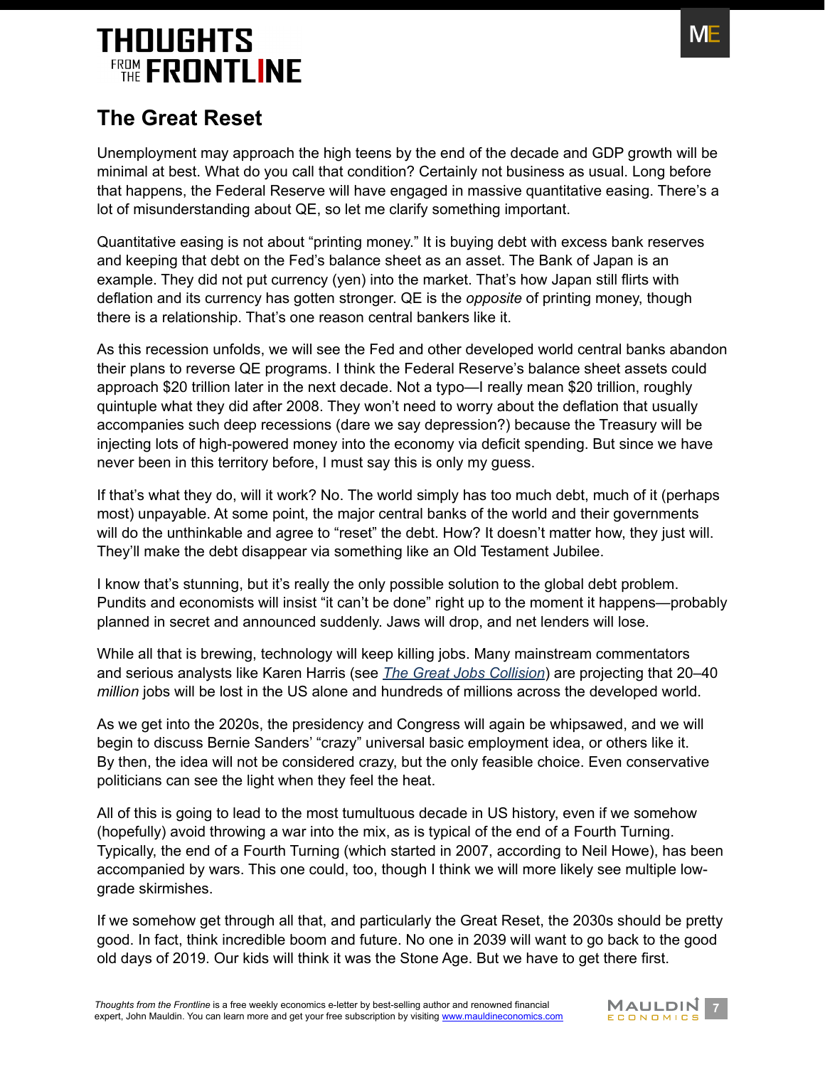## The Great Reset

Unemployment may approach the high teens by the end of the decade and GDP growth will be minimal at best. What do you call that condition? Certainly not business as usual. Long before that happens, the Federal Reserve will have engaged in massive quantitative easing. There's a lot of misunderstanding about QE, so let me clarify something important.

Quantitative easing is not about "printing money." It is buying debt with excess bank reserves and keeping that debt on the Fed's balance sheet as an asset. The Bank of Japan is an example. They did not put currency (yen) into the market. That's how Japan still flirts with deflation and its currency has gotten stronger. QE is the *opposite* of printing money, though there is a relationship. That's one reason central bankers like it.

As this recession unfolds, we will see the Fed and other developed world central banks abandon their plans to reverse QE programs. I think the Federal Reserve's balance sheet assets could approach $20 trillion later in the next decade. Not a typo—I really mean $20 trillion, roughly quintuple what they did after 2008. They won't need to worry about the deflation that usually accompanies such deep recessions (dare we say depression?) because the Treasury will be injecting lots of high-powered money into the economy via deficit spending. But since we have never been in this territory before, I must say this is only my guess.

If that's what they do, will it work? No. The world simply has too much debt, much of it (perhaps most) unpayable. At some point, the major central banks of the world and their governments will do the unthinkable and agree to "reset" the debt. How? It doesn't matter how, they just will. They'll make the debt disappear via something like an Old Testament Jubilee.

I know that's stunning, but it's really the only possible solution to the global debt problem. Pundits and economists will insist "it can't be done" right up to the moment it happens—probably planned in secret and announced suddenly. Jaws will drop, and net lenders will lose.

While all that is brewing, technology will keep killing jobs. Many mainstream commentators and serious analysts like Karen Harris (see *The Great Jobs Collision*) are projecting that 20–40 *million* jobs will be lost in the US alone and hundreds of millions across the developed world.

As we get into the 2020s, the presidency and Congress will again be whipsawed, and we will begin to discuss Bernie Sanders' "crazy" universal basic employment idea, or others like it. By then, the idea will not be considered crazy, but the only feasible choice. Even conservative politicians can see the light when they feel the heat.

All of this is going to lead to the most tumultuous decade in US history, even if we somehow (hopefully) avoid throwing a war into the mix, as is typical of the end of a Fourth Turning. Typically, the end of a Fourth Turning (which started in 2007, according to Neil Howe), has been accompanied by wars. This one could, too, though I think we will more likely see multiple low-grade skirmishes.

If we somehow get through all that, and particularly the Great Reset, the 2030s should be pretty good. In fact, think incredible boom and future. No one in 2039 will want to go back to the good old days of 2019. Our kids will think it was the Stone Age. But we have to get there first.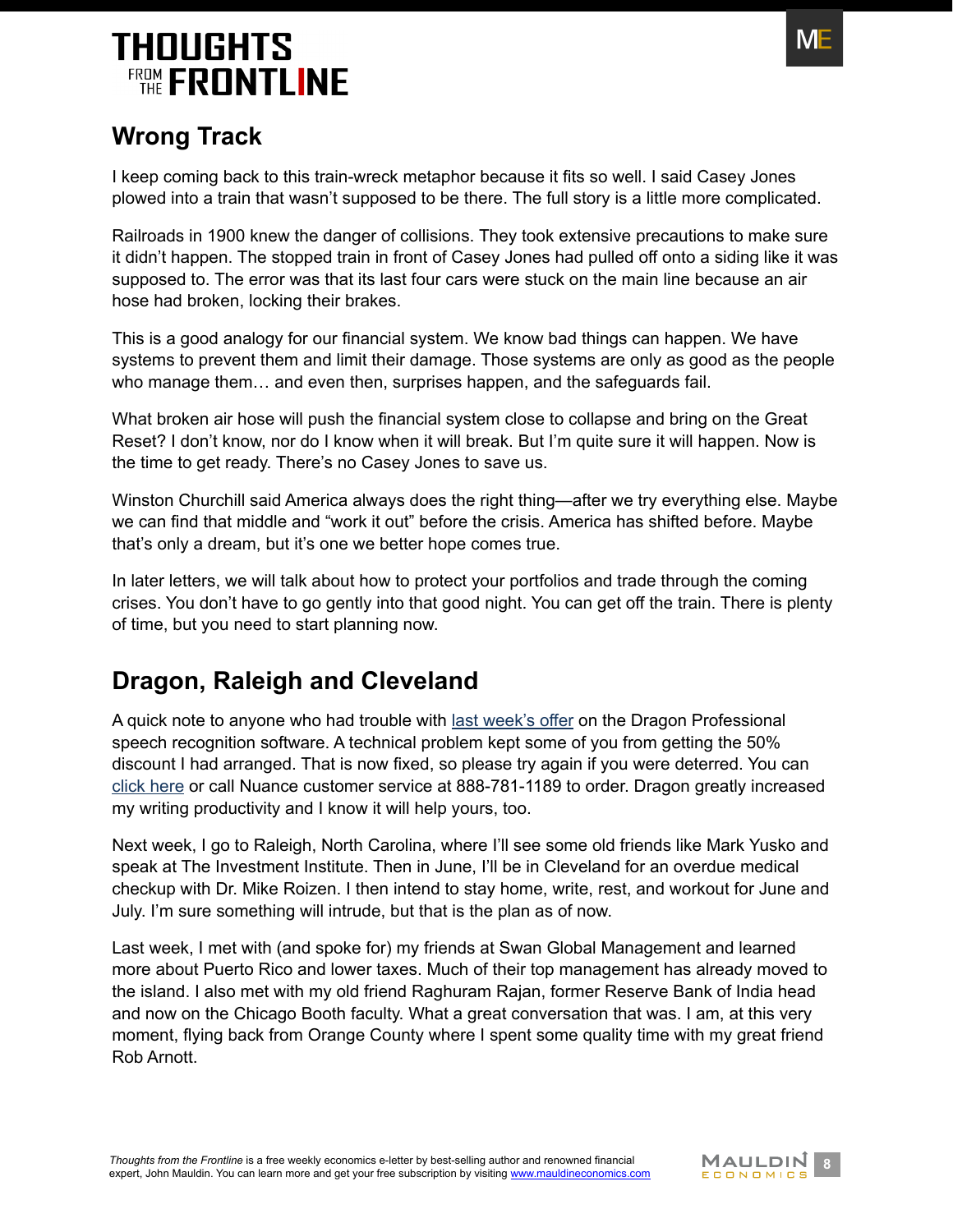## Wrong Track

I keep coming back to this train-wreck metaphor because it fits so well. I said Casey Jones plowed into a train that wasn't supposed to be there. The full story is a little more complicated.

Railroads in 1900 knew the danger of collisions. They took extensive precautions to make sure it didn't happen. The stopped train in front of Casey Jones had pulled off onto a siding like it was supposed to. The error was that its last four cars were stuck on the main line because an air hose had broken, locking their brakes.

This is a good analogy for our financial system. We know bad things can happen. We have systems to prevent them and limit their damage. Those systems are only as good as the people who manage them… and even then, surprises happen, and the safeguards fail.

What broken air hose will push the financial system close to collapse and bring on the Great Reset? I don't know, nor do I know when it will break. But I'm quite sure it will happen. Now is the time to get ready. There's no Casey Jones to save us.

Winston Churchill said America always does the right thing—after we try everything else. Maybe we can find that middle and "work it out" before the crisis. America has shifted before. Maybe that's only a dream, but it's one we better hope comes true.

In later letters, we will talk about how to protect your portfolios and trade through the coming crises. You don't have to go gently into that good night. You can get off the train. There is plenty of time, but you need to start planning now.

## Dragon, Raleigh and Cleveland

A quick note to anyone who had trouble with last week's offer on the Dragon Professional speech recognition software. A technical problem kept some of you from getting the 50% discount I had arranged. That is now fixed, so please try again if you were deterred. You can click here or call Nuance customer service at 888-781-1189 to order. Dragon greatly increased my writing productivity and I know it will help yours, too.

Next week, I go to Raleigh, North Carolina, where I'll see some old friends like Mark Yusko and speak at The Investment Institute. Then in June, I'll be in Cleveland for an overdue medical checkup with Dr. Mike Roizen. I then intend to stay home, write, rest, and workout for June and July. I'm sure something will intrude, but that is the plan as of now.

Last week, I met with (and spoke for) my friends at Swan Global Management and learned more about Puerto Rico and lower taxes. Much of their top management has already moved to the island. I also met with my old friend Raghuram Rajan, former Reserve Bank of India head and now on the Chicago Booth faculty. What a great conversation that was. I am, at this very moment, flying back from Orange County where I spent some quality time with my great friend Rob Arnott.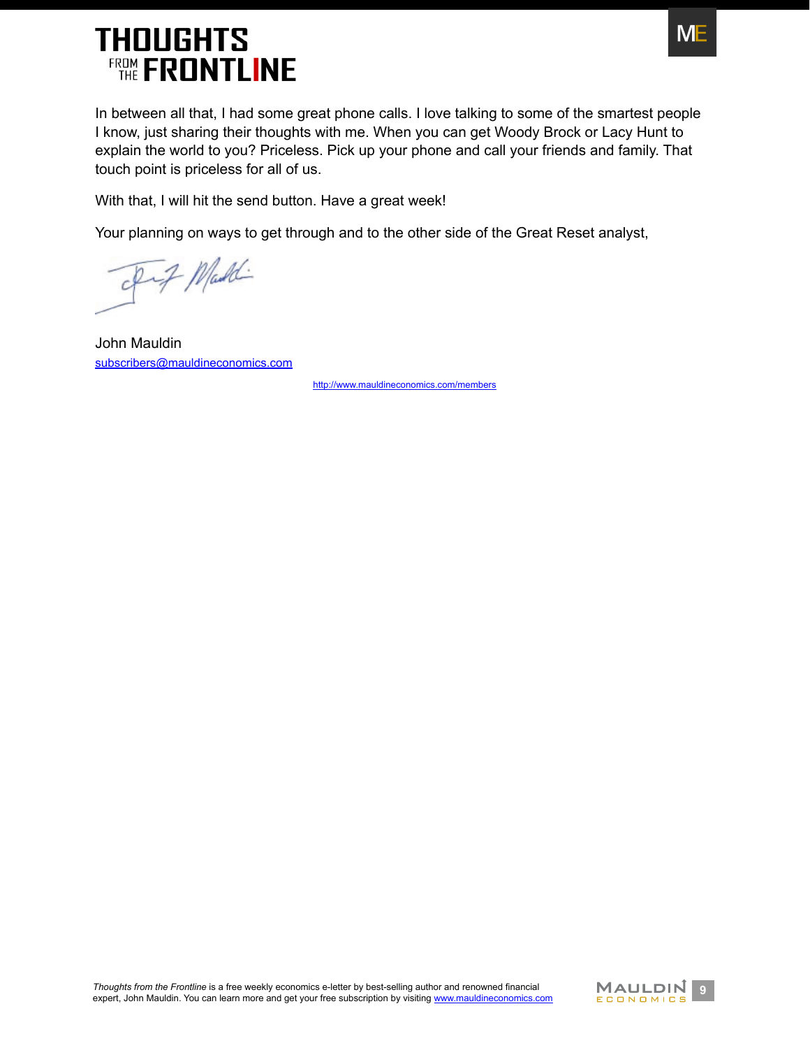In between all that, I had some great phone calls. I love talking to some of the smartest people I know, just sharing their thoughts with me. When you can get Woody Brock or Lacy Hunt to explain the world to you? Priceless. Pick up your phone and call your friends and family. That touch point is priceless for all of us.

With that, I will hit the send button. Have a great week!

Your planning on ways to get through and to the other side of the Great Reset analyst,

John Mauldin
subscribers@mauldineconomics.com

http://www.mauldineconomics.com/members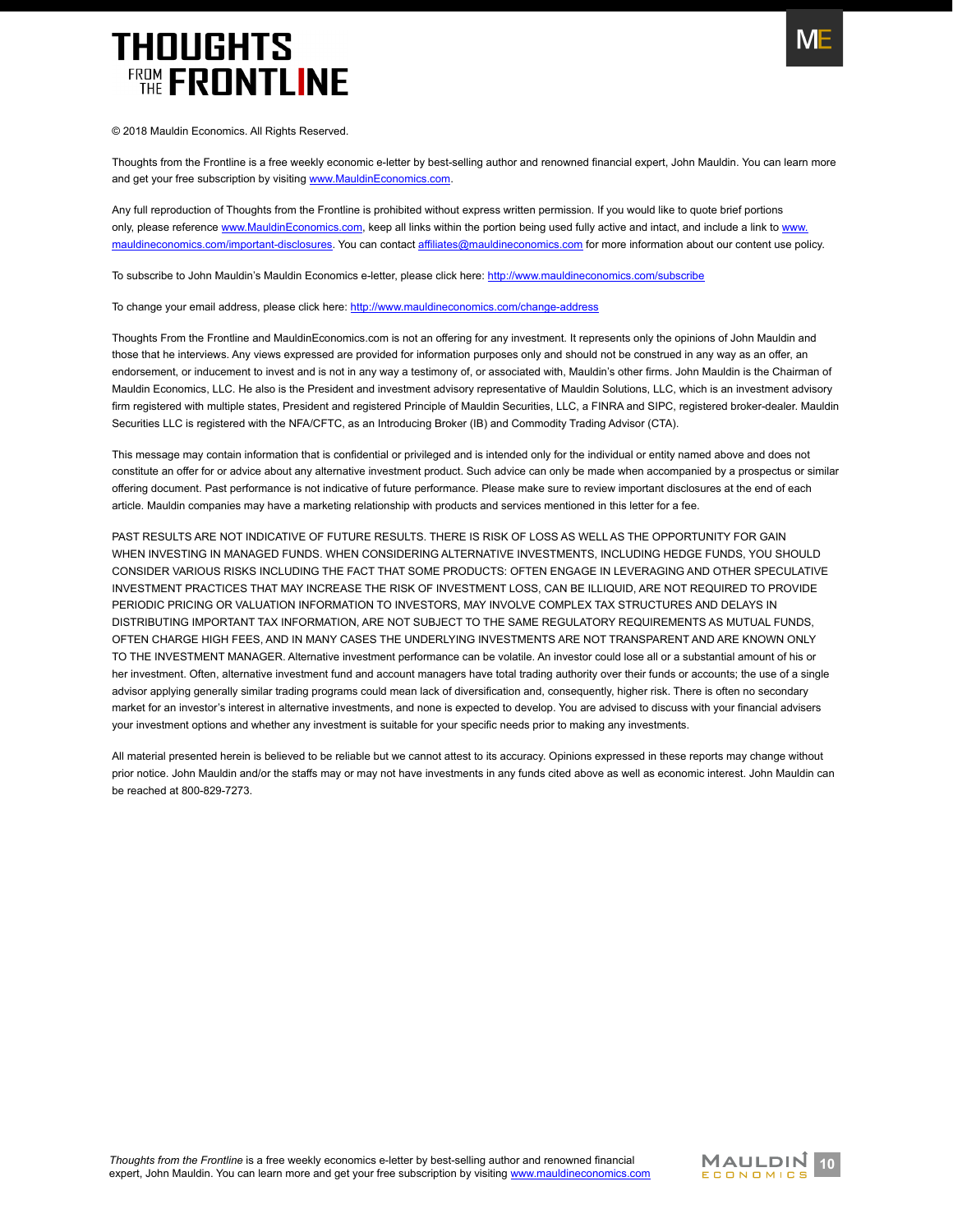# THOUGHTS FROM THE FRONTLINE

© 2018 Mauldin Economics. All Rights Reserved.

Thoughts from the Frontline is a free weekly economic e-letter by best-selling author and renowned financial expert, John Mauldin. You can learn more and get your free subscription by visiting www.MauldinEconomics.com.

Any full reproduction of Thoughts from the Frontline is prohibited without express written permission. If you would like to quote brief portions only, please reference www.MauldinEconomics.com, keep all links within the portion being used fully active and intact, and include a link to www.mauldineconomics.com/important-disclosures. You can contact affiliates@mauldineconomics.com for more information about our content use policy.

To subscribe to John Mauldin's Mauldin Economics e-letter, please click here: http://www.mauldineconomics.com/subscribe

To change your email address, please click here: http://www.mauldineconomics.com/change-address

Thoughts From the Frontline and MauldinEconomics.com is not an offering for any investment. It represents only the opinions of John Mauldin and those that he interviews. Any views expressed are provided for information purposes only and should not be construed in any way as an offer, an endorsement, or inducement to invest and is not in any way a testimony of, or associated with, Mauldin's other firms. John Mauldin is the Chairman of Mauldin Economics, LLC. He also is the President and investment advisory representative of Mauldin Solutions, LLC, which is an investment advisory firm registered with multiple states, President and registered Principle of Mauldin Securities, LLC, a FINRA and SIPC, registered broker-dealer. Mauldin Securities LLC is registered with the NFA/CFTC, as an Introducing Broker (IB) and Commodity Trading Advisor (CTA).

This message may contain information that is confidential or privileged and is intended only for the individual or entity named above and does not constitute an offer for or advice about any alternative investment product. Such advice can only be made when accompanied by a prospectus or similar offering document. Past performance is not indicative of future performance. Please make sure to review important disclosures at the end of each article. Mauldin companies may have a marketing relationship with products and services mentioned in this letter for a fee.

PAST RESULTS ARE NOT INDICATIVE OF FUTURE RESULTS. THERE IS RISK OF LOSS AS WELL AS THE OPPORTUNITY FOR GAIN WHEN INVESTING IN MANAGED FUNDS. WHEN CONSIDERING ALTERNATIVE INVESTMENTS, INCLUDING HEDGE FUNDS, YOU SHOULD CONSIDER VARIOUS RISKS INCLUDING THE FACT THAT SOME PRODUCTS: OFTEN ENGAGE IN LEVERAGING AND OTHER SPECULATIVE INVESTMENT PRACTICES THAT MAY INCREASE THE RISK OF INVESTMENT LOSS, CAN BE ILLIQUID, ARE NOT REQUIRED TO PROVIDE PERIODIC PRICING OR VALUATION INFORMATION TO INVESTORS, MAY INVOLVE COMPLEX TAX STRUCTURES AND DELAYS IN DISTRIBUTING IMPORTANT TAX INFORMATION, ARE NOT SUBJECT TO THE SAME REGULATORY REQUIREMENTS AS MUTUAL FUNDS, OFTEN CHARGE HIGH FEES, AND IN MANY CASES THE UNDERLYING INVESTMENTS ARE NOT TRANSPARENT AND ARE KNOWN ONLY TO THE INVESTMENT MANAGER. Alternative investment performance can be volatile. An investor could lose all or a substantial amount of his or her investment. Often, alternative investment fund and account managers have total trading authority over their funds or accounts; the use of a single advisor applying generally similar trading programs could mean lack of diversification and, consequently, higher risk. There is often no secondary market for an investor's interest in alternative investments, and none is expected to develop. You are advised to discuss with your financial advisers your investment options and whether any investment is suitable for your specific needs prior to making any investments.

All material presented herein is believed to be reliable but we cannot attest to its accuracy. Opinions expressed in these reports may change without prior notice. John Mauldin and/or the staffs may or may not have investments in any funds cited above as well as economic interest. John Mauldin can be reached at 800-829-7273.